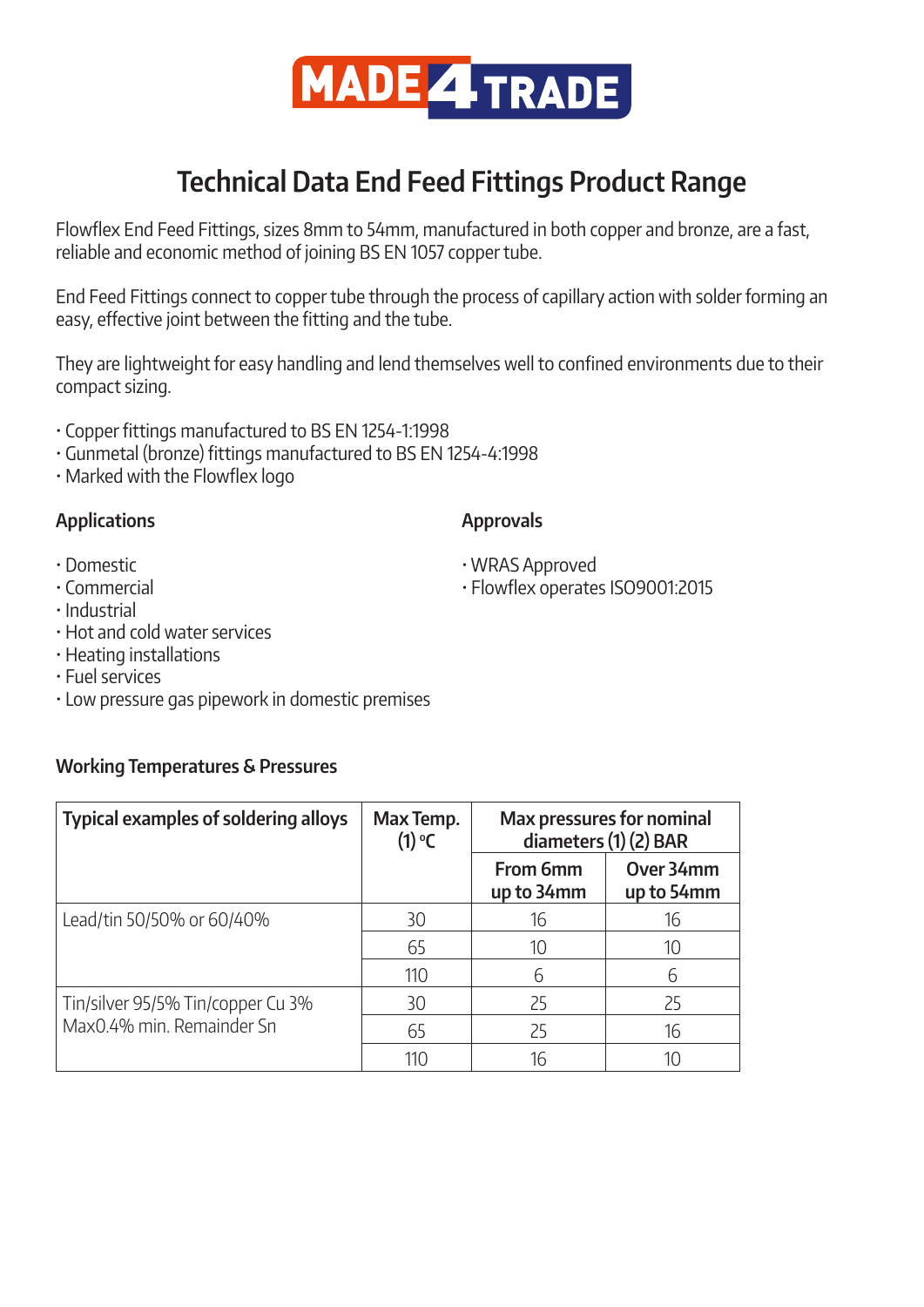# MADE 4 TRADE

## Technical Data End Feed Fittings Product Range

Flowflex End Feed Fittings, sizes 8mm to 54mm, manufactured in both copper and bronze, are a fast, reliable and economic method of joining BS EN 1057 copper tube.

End Feed Fittings connect to copper tube through the process of capillary action with solder forming an easy, effective joint between the fitting and the tube.

They are lightweight for easy handling and lend themselves well to confined environments due to their compact sizing.

- Copper fittings manufactured to BS EN 1254-1:1998
- Gunmetal (bronze) fittings manufactured to BS EN 1254-4:1998
- Marked with the Flowflex logo

### Applications

- Domestic
- Commercial
- Industrial
- Hot and cold water services
- Heating installations
- Fuel services
- Low pressure gas pipework in domestic premises

### Approvals

- WRAS Approved
- Flowflex operates ISO9001:2015

### Working Temperatures & Pressures

| Typical examples of soldering alloys | Max Temp. (1) °C | Max pressures for nominal diameters (1) (2) BAR | |
|---|---|---|---|
| | | From 6mm up to 34mm | Over 34mm up to 54mm |
| Lead/tin 50/50% or 60/40% | 30 | 16 | 16 |
| | 65 | 10 | 10 |
| | 110 | 6 | 6 |
| Tin/silver 95/5% Tin/copper Cu 3% Max0.4% min. Remainder Sn | 30 | 25 | 25 |
| | 65 | 25 | 16 |
| | 110 | 16 | 10 |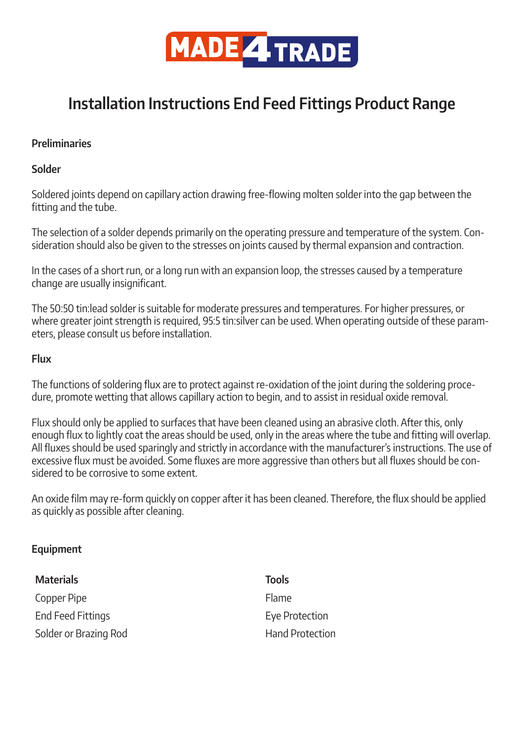# Installation Instructions End Feed Fittings Product Range

**Preliminaries**

**Solder**

Soldered joints depend on capillary action drawing free-flowing molten solder into the gap between the fitting and the tube.

The selection of a solder depends primarily on the operating pressure and temperature of the system. Consideration should also be given to the stresses on joints caused by thermal expansion and contraction.

In the cases of a short run, or a long run with an expansion loop, the stresses caused by a temperature change are usually insignificant.

The 50:50 tin:lead solder is suitable for moderate pressures and temperatures. For higher pressures, or where greater joint strength is required, 95:5 tin:silver can be used. When operating outside of these parameters, please consult us before installation.

**Flux**

The functions of soldering flux are to protect against re-oxidation of the joint during the soldering procedure, promote wetting that allows capillary action to begin, and to assist in residual oxide removal.

Flux should only be applied to surfaces that have been cleaned using an abrasive cloth. After this, only enough flux to lightly coat the areas should be used, only in the areas where the tube and fitting will overlap. All fluxes should be used sparingly and strictly in accordance with the manufacturer's instructions. The use of excessive flux must be avoided. Some fluxes are more aggressive than others but all fluxes should be considered to be corrosive to some extent.

An oxide film may re-form quickly on copper after it has been cleaned. Therefore, the flux should be applied as quickly as possible after cleaning.

**Equipment**

| **Materials** | **Tools** |
| --- | --- |
| Copper Pipe | Flame |
| End Feed Fittings | Eye Protection |
| Solder or Brazing Rod | Hand Protection |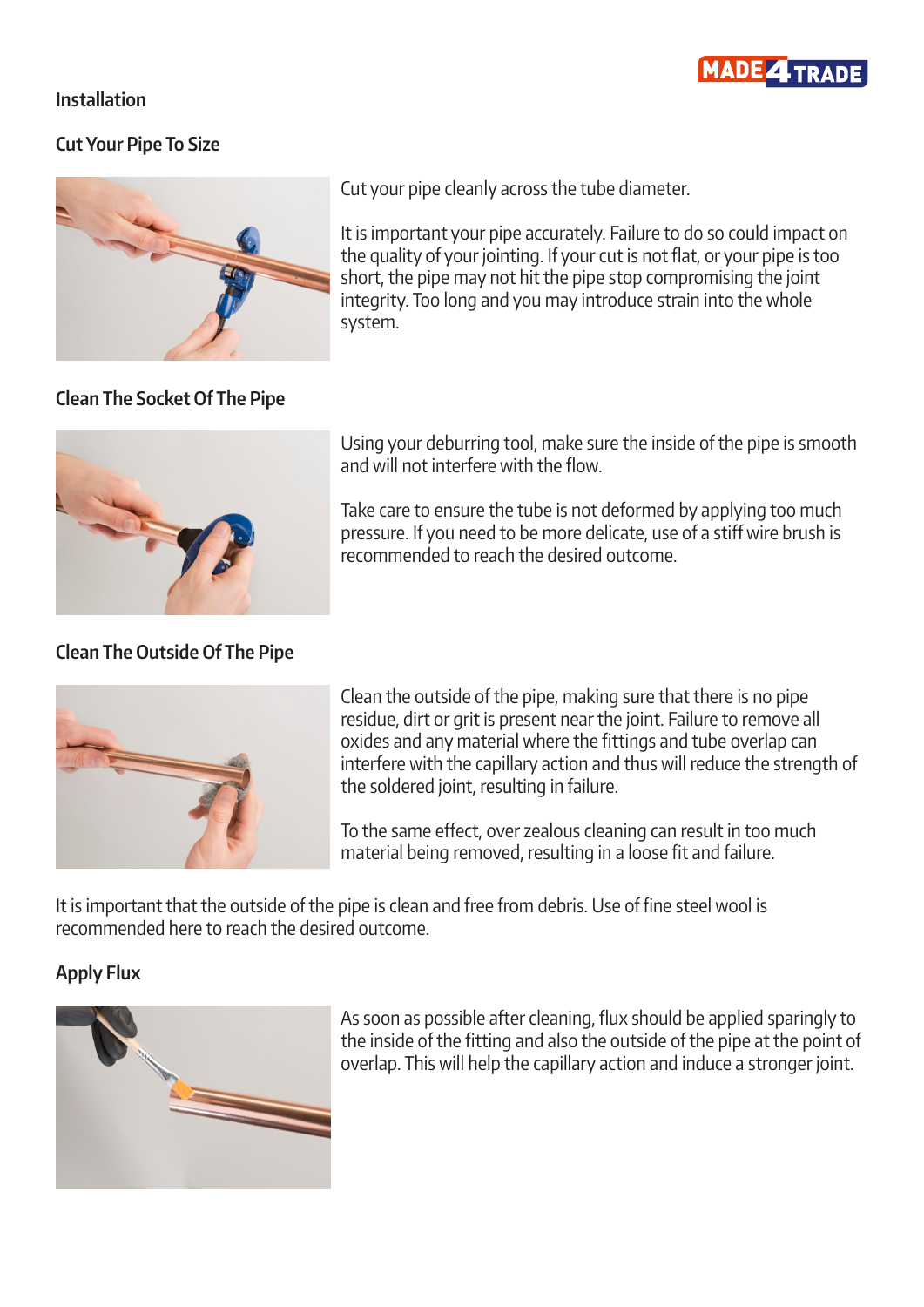## Installation

### Cut Your Pipe To Size

Cut your pipe cleanly across the tube diameter.

It is important your pipe accurately. Failure to do so could impact on the quality of your jointing. If your cut is not flat, or your pipe is too short, the pipe may not hit the pipe stop compromising the joint integrity. Too long and you may introduce strain into the whole system.

### Clean The Socket Of The Pipe

Using your deburring tool, make sure the inside of the pipe is smooth and will not interfere with the flow.

Take care to ensure the tube is not deformed by applying too much pressure. If you need to be more delicate, use of a stiff wire brush is recommended to reach the desired outcome.

### Clean The Outside Of The Pipe

Clean the outside of the pipe, making sure that there is no pipe residue, dirt or grit is present near the joint. Failure to remove all oxides and any material where the fittings and tube overlap can interfere with the capillary action and thus will reduce the strength of the soldered joint, resulting in failure.

To the same effect, over zealous cleaning can result in too much material being removed, resulting in a loose fit and failure.

It is important that the outside of the pipe is clean and free from debris. Use of fine steel wool is recommended here to reach the desired outcome.

### Apply Flux

As soon as possible after cleaning, flux should be applied sparingly to the inside of the fitting and also the outside of the pipe at the point of overlap. This will help the capillary action and induce a stronger joint.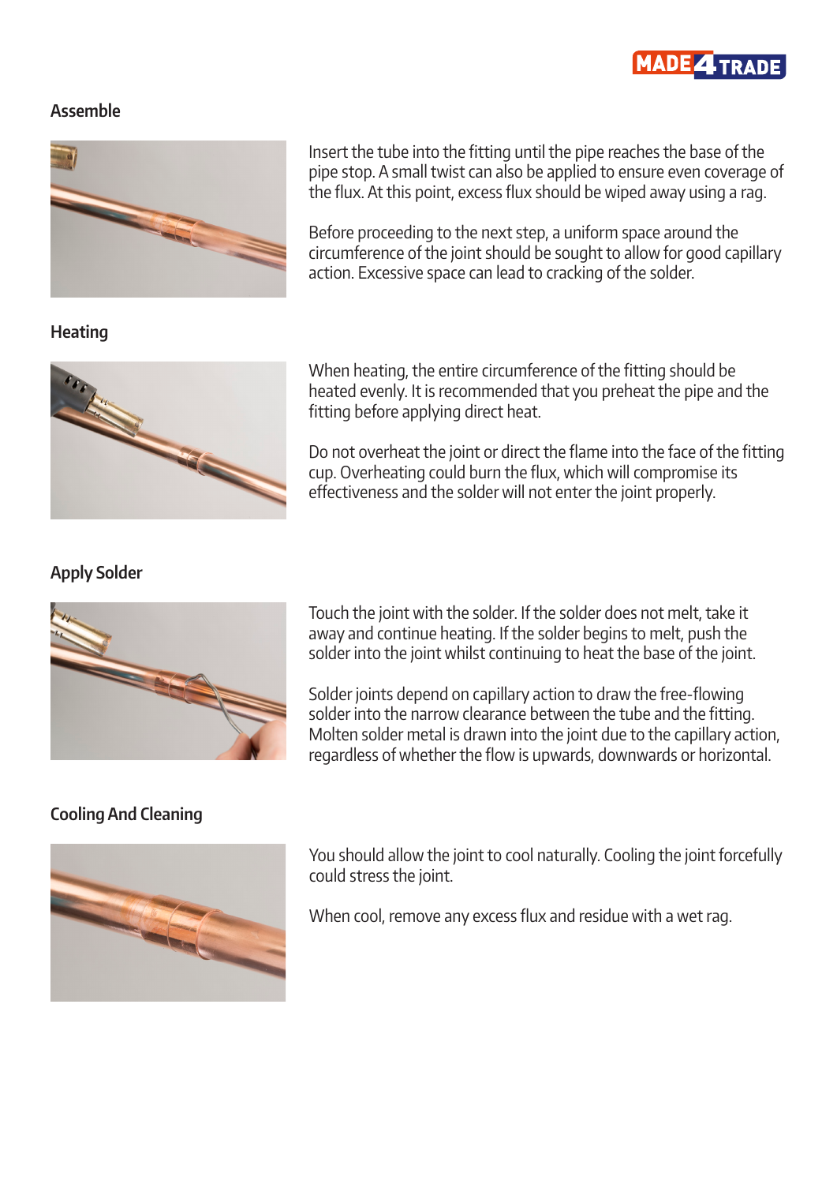## Assemble

Insert the tube into the fitting until the pipe reaches the base of the pipe stop. A small twist can also be applied to ensure even coverage of the flux. At this point, excess flux should be wiped away using a rag.

Before proceeding to the next step, a uniform space around the circumference of the joint should be sought to allow for good capillary action. Excessive space can lead to cracking of the solder.

## Heating

When heating, the entire circumference of the fitting should be heated evenly. It is recommended that you preheat the pipe and the fitting before applying direct heat.

Do not overheat the joint or direct the flame into the face of the fitting cup. Overheating could burn the flux, which will compromise its effectiveness and the solder will not enter the joint properly.

## Apply Solder

Touch the joint with the solder. If the solder does not melt, take it away and continue heating. If the solder begins to melt, push the solder into the joint whilst continuing to heat the base of the joint.

Solder joints depend on capillary action to draw the free-flowing solder into the narrow clearance between the tube and the fitting. Molten solder metal is drawn into the joint due to the capillary action, regardless of whether the flow is upwards, downwards or horizontal.

## Cooling And Cleaning

You should allow the joint to cool naturally. Cooling the joint forcefully could stress the joint.

When cool, remove any excess flux and residue with a wet rag.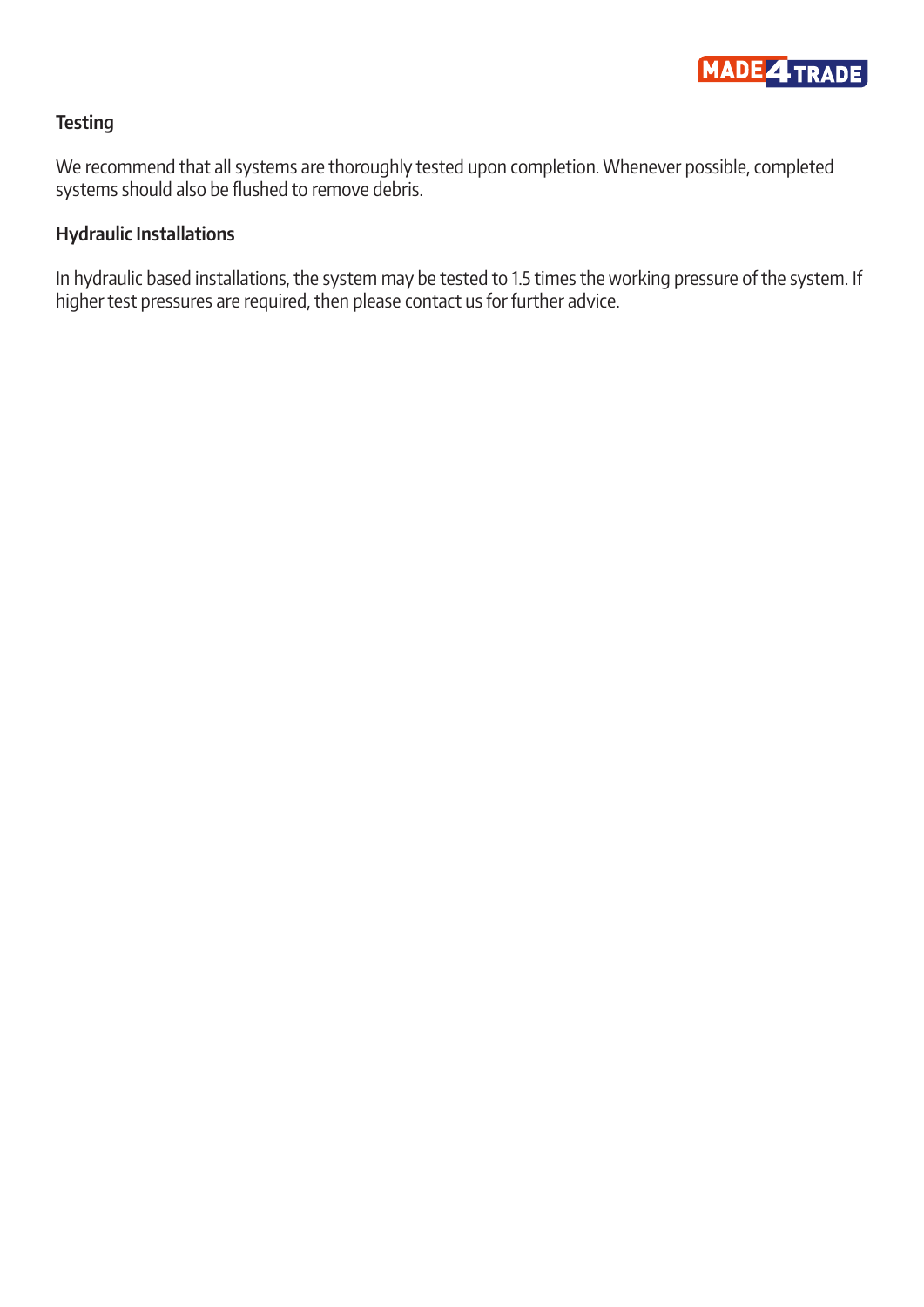## Testing

We recommend that all systems are thoroughly tested upon completion. Whenever possible, completed systems should also be flushed to remove debris.

## Hydraulic Installations

In hydraulic based installations, the system may be tested to 1.5 times the working pressure of the system. If higher test pressures are required, then please contact us for further advice.